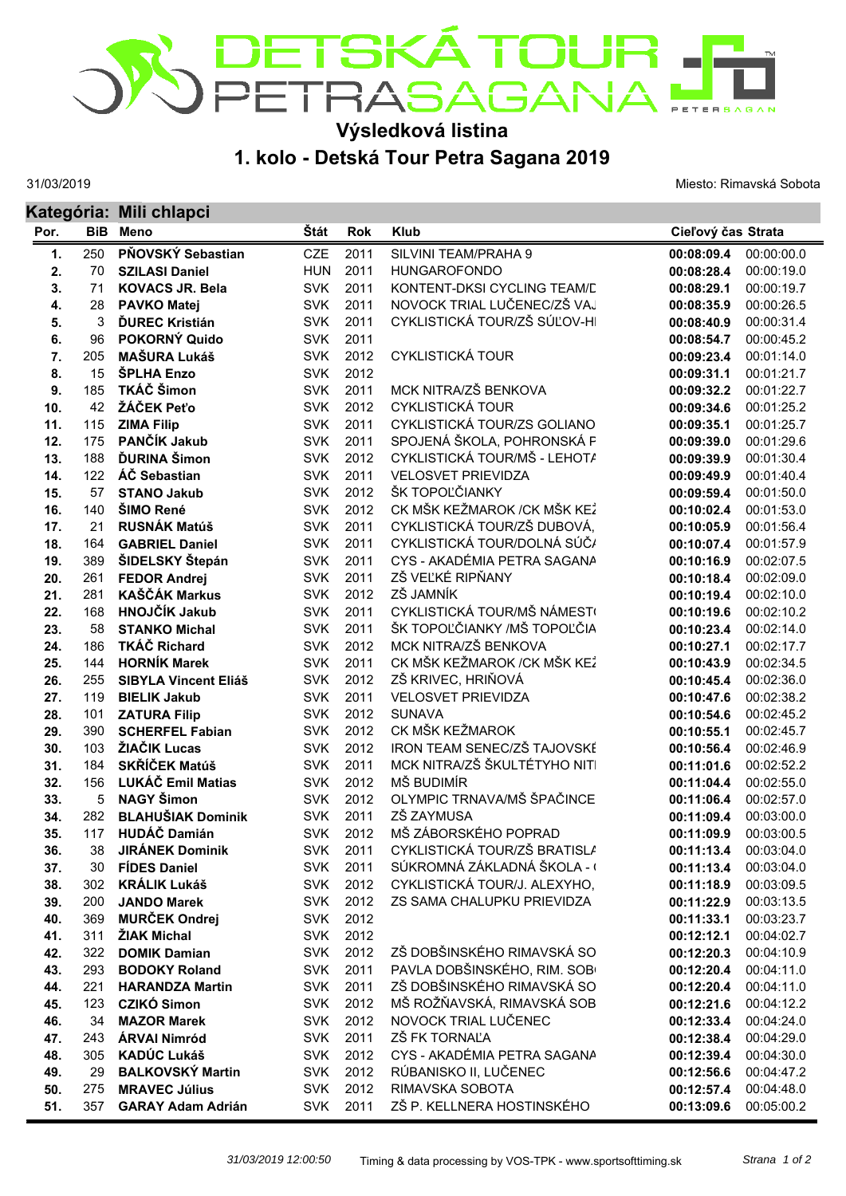# DETSKÁ TOUR PETRA SAGANA

## Výsledková listina

## 1. kolo - Detská Tour Petra Sagana 2019

31/03/2019

Miesto: Rimavská Sobota

### Kategória: Mili chlapci

| Por. | BiB | Meno | Štát | Rok | Klub | Cieľový čas | Strata |
|---|---|---|---|---|---|---|---|
| 1. | 250 | **PŇOVSKÝ Sebastian** | CZE | 2011 | SILVINI TEAM/PRAHA 9 | **00:08:09.4** | 00:00:00.0 |
| 2. | 70 | **SZILASI Daniel** | HUN | 2011 | HUNGAROFONDO | **00:08:28.4** | 00:00:19.0 |
| 3. | 71 | **KOVACS JR. Bela** | SVK | 2011 | KONTENT-DKSI CYCLING TEAM/[ | **00:08:29.1** | 00:00:19.7 |
| 4. | 28 | **PAVKO Matej** | SVK | 2011 | NOVOCK TRIAL LUČENEC/ZŠ VA. | **00:08:35.9** | 00:00:26.5 |
| 5. | 3 | **ĎUREC Kristián** | SVK | 2011 | CYKLISTICKÁ TOUR/ZŠ SÚĽOV-H | **00:08:40.9** | 00:00:31.4 |
| 6. | 96 | **POKORNÝ Quido** | SVK | 2011 | | **00:08:54.7** | 00:00:45.2 |
| 7. | 205 | **MAŠURA Lukáš** | SVK | 2012 | CYKLISTICKÁ TOUR | **00:09:23.4** | 00:01:14.0 |
| 8. | 15 | **ŠPLHA Enzo** | SVK | 2012 | | **00:09:31.1** | 00:01:21.7 |
| 9. | 185 | **TKÁČ Šimon** | SVK | 2011 | MCK NITRA/ZŠ BENKOVA | **00:09:32.2** | 00:01:22.7 |
| 10. | 42 | **ŽÁČEK Peťo** | SVK | 2012 | CYKLISTICKÁ TOUR | **00:09:34.6** | 00:01:25.2 |
| 11. | 115 | **ZIMA Filip** | SVK | 2011 | CYKLISTICKÁ TOUR/ZS GOLIANO | **00:09:35.1** | 00:01:25.7 |
| 12. | 175 | **PANČÍK Jakub** | SVK | 2011 | SPOJENÁ ŠKOLA, POHRONSKÁ F | **00:09:39.0** | 00:01:29.6 |
| 13. | 188 | **ĎURINA Šimon** | SVK | 2012 | CYKLISTICKÁ TOUR/MŠ - LEHOTA | **00:09:39.9** | 00:01:30.4 |
| 14. | 122 | **ÁČ Sebastian** | SVK | 2011 | VELOSVET PRIEVIDZA | **00:09:49.9** | 00:01:40.4 |
| 15. | 57 | **STANO Jakub** | SVK | 2012 | ŠK TOPOĽČIANKY | **00:09:59.4** | 00:01:50.0 |
| 16. | 140 | **ŠIMO René** | SVK | 2012 | CK MŠK KEŽMAROK /CK MŠK KEŽ | **00:10:02.4** | 00:01:53.0 |
| 17. | 21 | **RUSNÁK Matúš** | SVK | 2011 | CYKLISTICKÁ TOUR/ZŠ DUBOVÁ, | **00:10:05.9** | 00:01:56.4 |
| 18. | 164 | **GABRIEL Daniel** | SVK | 2011 | CYKLISTICKÁ TOUR/DOLNÁ SÚČA | **00:10:07.4** | 00:01:57.9 |
| 19. | 389 | **ŠIDELSKY Štepán** | SVK | 2011 | CYS - AKADÉMIA PETRA SAGANA | **00:10:16.9** | 00:02:07.5 |
| 20. | 261 | **FEDOR Andrej** | SVK | 2011 | ZŠ VEĽKÉ RIPŇANY | **00:10:18.4** | 00:02:09.0 |
| 21. | 281 | **KAŠČÁK Markus** | SVK | 2012 | ZŠ JAMNÍK | **00:10:19.4** | 00:02:10.0 |
| 22. | 168 | **HNOJČÍK Jakub** | SVK | 2011 | CYKLISTICKÁ TOUR/MŠ NÁMEST( | **00:10:19.6** | 00:02:10.2 |
| 23. | 58 | **STANKO Michal** | SVK | 2011 | ŠK TOPOĽČIANKY /MŠ TOPOĽČIA | **00:10:23.4** | 00:02:14.0 |
| 24. | 186 | **TKÁČ Richard** | SVK | 2012 | MCK NITRA/ZŠ BENKOVA | **00:10:27.1** | 00:02:17.7 |
| 25. | 144 | **HORNÍK Marek** | SVK | 2011 | CK MŠK KEŽMAROK /CK MŠK KEŽ | **00:10:43.9** | 00:02:34.5 |
| 26. | 255 | **SIBYLA Vincent Eliáš** | SVK | 2012 | ZŠ KRIVEC, HRIŇOVÁ | **00:10:45.4** | 00:02:36.0 |
| 27. | 119 | **BIELIK Jakub** | SVK | 2011 | VELOSVET PRIEVIDZA | **00:10:47.6** | 00:02:38.2 |
| 28. | 101 | **ZATURA Filip** | SVK | 2012 | SUNAVA | **00:10:54.6** | 00:02:45.2 |
| 29. | 390 | **SCHERFEL Fabian** | SVK | 2012 | CK MŠK KEŽMAROK | **00:10:55.1** | 00:02:45.7 |
| 30. | 103 | **ŽIAČIK Lucas** | SVK | 2012 | IRON TEAM SENEC/ZŠ TAJOVSKÉ | **00:10:56.4** | 00:02:46.9 |
| 31. | 184 | **SKŘÍČEK Matúš** | SVK | 2011 | MCK NITRA/ZŠ ŠKULTÉTYHO NIT | **00:11:01.6** | 00:02:52.2 |
| 32. | 156 | **LUKÁČ Emil Matias** | SVK | 2012 | MŠ BUDIMÍR | **00:11:04.4** | 00:02:55.0 |
| 33. | 5 | **NAGY Šimon** | SVK | 2012 | OLYMPIC TRNAVA/MŠ ŠPAČINCE | **00:11:06.4** | 00:02:57.0 |
| 34. | 282 | **BLAHUŠIAK Dominik** | SVK | 2011 | ZŠ ZAYMUSA | **00:11:09.4** | 00:03:00.0 |
| 35. | 117 | **HUDÁČ Damián** | SVK | 2012 | MŠ ZÁBORSKÉHO POPRAD | **00:11:09.9** | 00:03:00.5 |
| 36. | 38 | **JIRÁNEK Dominik** | SVK | 2011 | CYKLISTICKÁ TOUR/ZŠ BRATISLA | **00:11:13.4** | 00:03:04.0 |
| 37. | 30 | **FÍDES Daniel** | SVK | 2011 | SÚKROMNÁ ZÁKLADNÁ ŠKOLA - ( | **00:11:13.4** | 00:03:04.0 |
| 38. | 302 | **KRÁLIK Lukáš** | SVK | 2012 | CYKLISTICKÁ TOUR/J. ALEXYHO, | **00:11:18.9** | 00:03:09.5 |
| 39. | 200 | **JANDO Marek** | SVK | 2012 | ZS SAMA CHALUPKU PRIEVIDZA | **00:11:22.9** | 00:03:13.5 |
| 40. | 369 | **MURČEK Ondrej** | SVK | 2012 | | **00:11:33.1** | 00:03:23.7 |
| 41. | 311 | **ŽIAK Michal** | SVK | 2012 | | **00:12:12.1** | 00:04:02.7 |
| 42. | 322 | **DOMIK Damian** | SVK | 2012 | ZŠ DOBŠINSKÉHO RIMAVSKÁ SO | **00:12:20.3** | 00:04:10.9 |
| 43. | 293 | **BODOKY Roland** | SVK | 2011 | PAVLA DOBŠINSKÉHO, RIM. SOB | **00:12:20.4** | 00:04:11.0 |
| 44. | 221 | **HARANDZA Martin** | SVK | 2011 | ZŠ DOBŠINSKÉHO RIMAVSKÁ SO | **00:12:20.4** | 00:04:11.0 |
| 45. | 123 | **CZIKÓ Simon** | SVK | 2012 | MŠ ROŽŇAVSKÁ, RIMAVSKÁ SOB | **00:12:21.6** | 00:04:12.2 |
| 46. | 34 | **MAZOR Marek** | SVK | 2012 | NOVOCK TRIAL LUČENEC | **00:12:33.4** | 00:04:24.0 |
| 47. | 243 | **ÁRVAI Nimród** | SVK | 2011 | ZŠ FK TORNAĽA | **00:12:38.4** | 00:04:29.0 |
| 48. | 305 | **KADÚC Lukáš** | SVK | 2012 | CYS - AKADÉMIA PETRA SAGANA | **00:12:39.4** | 00:04:30.0 |
| 49. | 29 | **BALKOVSKÝ Martin** | SVK | 2012 | RÚBANISKO II, LUČENEC | **00:12:56.6** | 00:04:47.2 |
| 50. | 275 | **MRAVEC Július** | SVK | 2012 | RIMAVSKA SOBOTA | **00:12:57.4** | 00:04:48.0 |
| 51. | 357 | **GARAY Adam Adrián** | SVK | 2011 | ZŠ P. KELLNERA HOSTINSKÉHO | **00:13:09.6** | 00:05:00.2 |

*31/03/2019 12:00:50* Timing & data processing by VOS-TPK - www.sportsofttiming.sk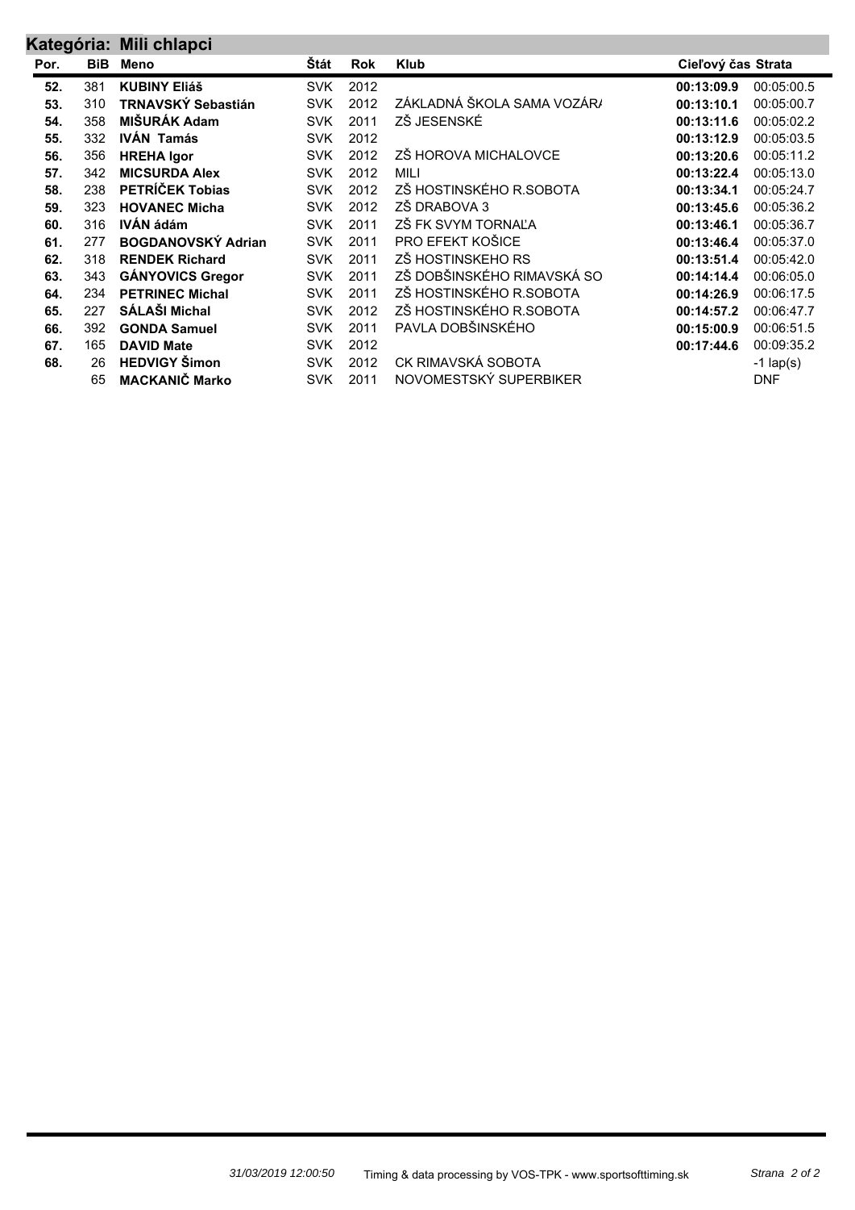## Kategória: Mili chlapci

| Por. | BiB | Meno | Štát | Rok | Klub | Cieľový čas | Strata |
|---|---|---|---|---|---|---|---|
| 52. | 381 | **KUBINY Eliáš** | SVK | 2012 | | **00:13:09.9** | 00:05:00.5 |
| 53. | 310 | **TRNAVSKÝ Sebastián** | SVK | 2012 | ZÁKLADNÁ ŠKOLA SAMA VOZÁR/ | **00:13:10.1** | 00:05:00.7 |
| 54. | 358 | **MIŠURÁK Adam** | SVK | 2011 | ZŠ JESENSKÉ | **00:13:11.6** | 00:05:02.2 |
| 55. | 332 | **IVÁN Tamás** | SVK | 2012 | | **00:13:12.9** | 00:05:03.5 |
| 56. | 356 | **HREHA Igor** | SVK | 2012 | ZŠ HOROVA MICHALOVCE | **00:13:20.6** | 00:05:11.2 |
| 57. | 342 | **MICSURDA Alex** | SVK | 2012 | MILI | **00:13:22.4** | 00:05:13.0 |
| 58. | 238 | **PETRÍČEK Tobias** | SVK | 2012 | ZŠ HOSTINSKÉHO R.SOBOTA | **00:13:34.1** | 00:05:24.7 |
| 59. | 323 | **HOVANEC Micha** | SVK | 2012 | ZŠ DRABOVA 3 | **00:13:45.6** | 00:05:36.2 |
| 60. | 316 | **IVÁN ádám** | SVK | 2011 | ZŠ FK SVYM TORNAĽA | **00:13:46.1** | 00:05:36.7 |
| 61. | 277 | **BOGDANOVSKÝ Adrian** | SVK | 2011 | PRO EFEKT KOŠICE | **00:13:46.4** | 00:05:37.0 |
| 62. | 318 | **RENDEK Richard** | SVK | 2011 | ZŠ HOSTINSKEHO RS | **00:13:51.4** | 00:05:42.0 |
| 63. | 343 | **GÁNYOVICS Gregor** | SVK | 2011 | ZŠ DOBŠINSKÉHO RIMAVSKÁ SO | **00:14:14.4** | 00:06:05.0 |
| 64. | 234 | **PETRINEC Michal** | SVK | 2011 | ZŠ HOSTINSKÉHO R.SOBOTA | **00:14:26.9** | 00:06:17.5 |
| 65. | 227 | **SÁLAŠI Michal** | SVK | 2012 | ZŠ HOSTINSKÉHO R.SOBOTA | **00:14:57.2** | 00:06:47.7 |
| 66. | 392 | **GONDA Samuel** | SVK | 2011 | PAVLA DOBŠINSKÉHO | **00:15:00.9** | 00:06:51.5 |
| 67. | 165 | **DAVID Mate** | SVK | 2012 | | **00:17:44.6** | 00:09:35.2 |
| 68. | 26 | **HEDVIGY Šimon** | SVK | 2012 | CK RIMAVSKÁ SOBOTA | | -1 lap(s) |
| | 65 | **MACKANIČ Marko** | SVK | 2011 | NOVOMESTSKÝ SUPERBIKER | | DNF |

*31/03/2019 12:00:50* Timing & data processing by VOS-TPK - www.sportsofttiming.sk